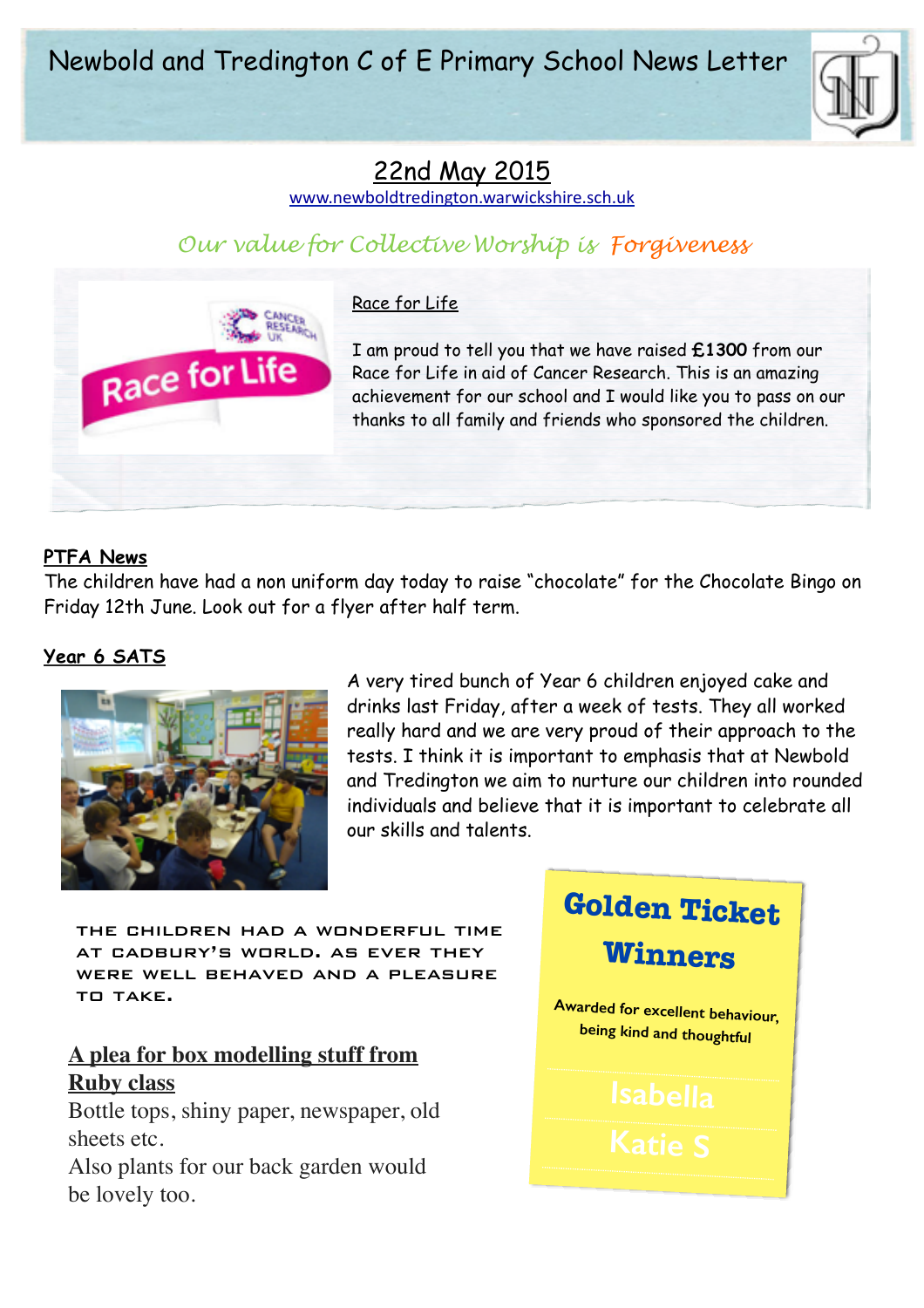# Newbold and Tredington C of E Primary School News Letter

## 22nd May 2015

www.newboldtredington.warwickshire.sch.uk

*Our value for Collective Worship is Forgiveness*

**Race for Life**

I am proud to tell you that we have raised **£1300** from our Race for Life in aid of Cancer Research. This is an amazing achievement for our school and I would like you to pass on our thanks to all family and friends who sponsored the children.

**PTFA News**

The children have had a non uniform day today to raise "chocolate" for the Chocolate Bingo on Friday 12th June. Look out for a flyer after half term.

**Year 6 SATS**

A very tired bunch of Year 6 children enjoyed cake and drinks last Friday, after a week of tests. They all worked really hard and we are very proud of their approach to the tests. I think it is important to emphasis that at Newbold and Tredington we aim to nurture our children into rounded individuals and believe that it is important to celebrate all our skills and talents.

THE CHILDREN HAD A WONDERFUL TIME AT CADBURY'S WORLD. AS EVER THEY WERE WELL BEHAVED AND A PLEASURE TO TAKE.

**A plea for box modelling stuff from Ruby class**

Bottle tops, shiny paper, newspaper, old sheets etc.
Also plants for our back garden would be lovely too.

**Golden Ticket Winners**

Awarded for excellent behaviour, being kind and thoughtful

Isabella

Katie S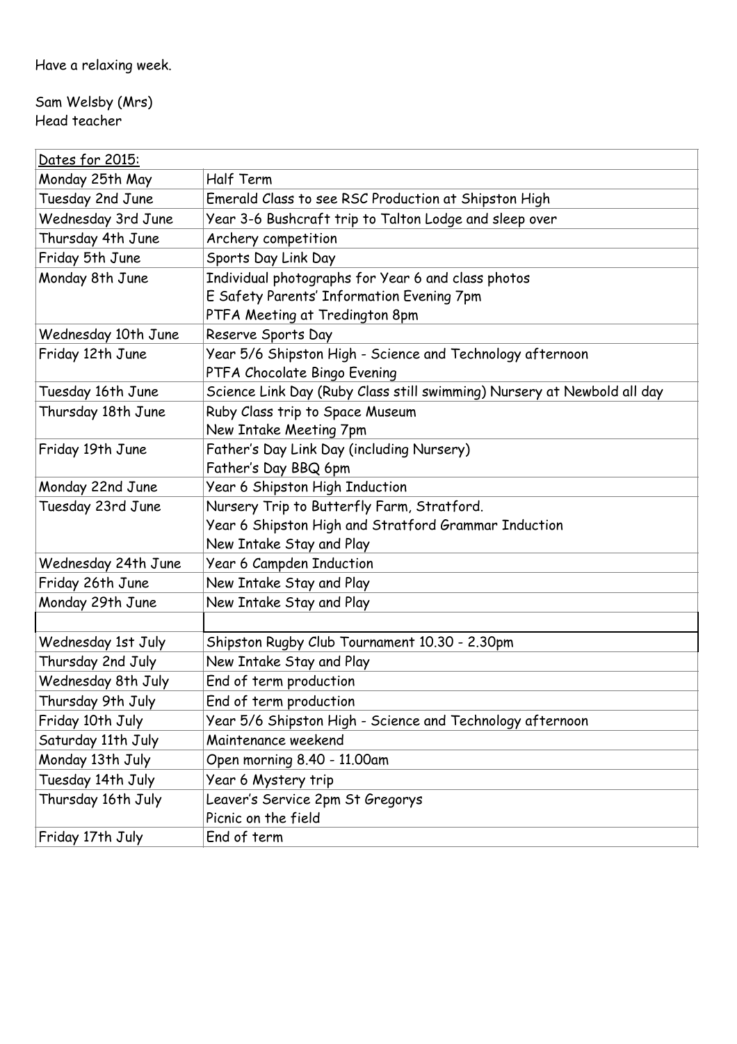Have a relaxing week.

Sam Welsby (Mrs)
Head teacher

| Dates for 2015: | |
|---|---|
| Monday 25th May | Half Term |
| Tuesday 2nd June | Emerald Class to see RSC Production at Shipston High |
| Wednesday 3rd June | Year 3-6 Bushcraft trip to Talton Lodge and sleep over |
| Thursday 4th June | Archery competition |
| Friday 5th June | Sports Day Link Day |
| Monday 8th June | Individual photographs for Year 6 and class photos<br>E Safety Parents' Information Evening 7pm<br>PTFA Meeting at Tredington 8pm |
| Wednesday 10th June | Reserve Sports Day |
| Friday 12th June | Year 5/6 Shipston High - Science and Technology afternoon<br>PTFA Chocolate Bingo Evening |
| Tuesday 16th June | Science Link Day (Ruby Class still swimming) Nursery at Newbold all day |
| Thursday 18th June | Ruby Class trip to Space Museum<br>New Intake Meeting 7pm |
| Friday 19th June | Father's Day Link Day (including Nursery)<br>Father's Day BBQ 6pm |
| Monday 22nd June | Year 6 Shipston High Induction |
| Tuesday 23rd June | Nursery Trip to Butterfly Farm, Stratford.<br>Year 6 Shipston High and Stratford Grammar Induction<br>New Intake Stay and Play |
| Wednesday 24th June | Year 6 Campden Induction |
| Friday 26th June | New Intake Stay and Play |
| Monday 29th June | New Intake Stay and Play |
| | |
| Wednesday 1st July | Shipston Rugby Club Tournament 10.30 - 2.30pm |
| Thursday 2nd July | New Intake Stay and Play |
| Wednesday 8th July | End of term production |
| Thursday 9th July | End of term production |
| Friday 10th July | Year 5/6 Shipston High - Science and Technology afternoon |
| Saturday 11th July | Maintenance weekend |
| Monday 13th July | Open morning 8.40 - 11.00am |
| Tuesday 14th July | Year 6 Mystery trip |
| Thursday 16th July | Leaver's Service 2pm St Gregorys<br>Picnic on the field |
| Friday 17th July | End of term |